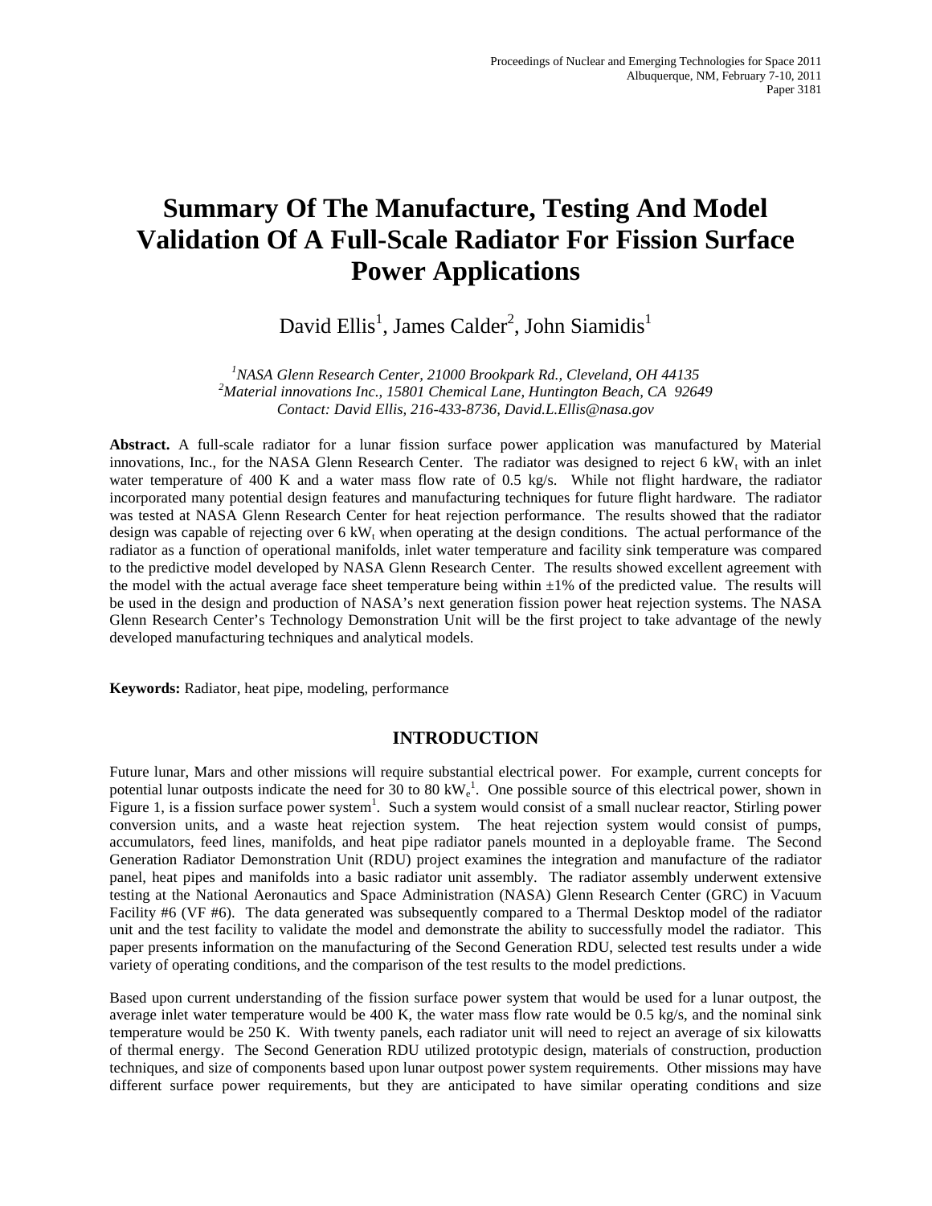Proceedings of Nuclear and Emerging Technologies for Space 2011
Albuquerque, NM, February 7-10, 2011
Paper 3181

# Summary Of The Manufacture, Testing And Model Validation Of A Full-Scale Radiator For Fission Surface Power Applications

David Ellis[1], James Calder[2], John Siamidis[1]

*[1]NASA Glenn Research Center, 21000 Brookpark Rd., Cleveland, OH 44135*
*[2]Material innovations Inc., 15801 Chemical Lane, Huntington Beach, CA 92649*
*Contact: David Ellis, 216-433-8736, David.L.Ellis@nasa.gov*

**Abstract.** A full-scale radiator for a lunar fission surface power application was manufactured by Material innovations, Inc., for the NASA Glenn Research Center. The radiator was designed to reject 6 $kW_t$ with an inlet water temperature of 400 K and a water mass flow rate of 0.5 kg/s. While not flight hardware, the radiator incorporated many potential design features and manufacturing techniques for future flight hardware. The radiator was tested at NASA Glenn Research Center for heat rejection performance. The results showed that the radiator design was capable of rejecting over 6 $kW_t$ when operating at the design conditions. The actual performance of the radiator as a function of operational manifolds, inlet water temperature and facility sink temperature was compared to the predictive model developed by NASA Glenn Research Center. The results showed excellent agreement with the model with the actual average face sheet temperature being within ±1% of the predicted value. The results will be used in the design and production of NASA's next generation fission power heat rejection systems. The NASA Glenn Research Center's Technology Demonstration Unit will be the first project to take advantage of the newly developed manufacturing techniques and analytical models.

**Keywords:** Radiator, heat pipe, modeling, performance

## INTRODUCTION

Future lunar, Mars and other missions will require substantial electrical power. For example, current concepts for potential lunar outposts indicate the need for 30 to 80 $kW_e$[1]. One possible source of this electrical power, shown in Figure 1, is a fission surface power system[1]. Such a system would consist of a small nuclear reactor, Stirling power conversion units, and a waste heat rejection system. The heat rejection system would consist of pumps, accumulators, feed lines, manifolds, and heat pipe radiator panels mounted in a deployable frame. The Second Generation Radiator Demonstration Unit (RDU) project examines the integration and manufacture of the radiator panel, heat pipes and manifolds into a basic radiator unit assembly. The radiator assembly underwent extensive testing at the National Aeronautics and Space Administration (NASA) Glenn Research Center (GRC) in Vacuum Facility #6 (VF #6). The data generated was subsequently compared to a Thermal Desktop model of the radiator unit and the test facility to validate the model and demonstrate the ability to successfully model the radiator. This paper presents information on the manufacturing of the Second Generation RDU, selected test results under a wide variety of operating conditions, and the comparison of the test results to the model predictions.

Based upon current understanding of the fission surface power system that would be used for a lunar outpost, the average inlet water temperature would be 400 K, the water mass flow rate would be 0.5 kg/s, and the nominal sink temperature would be 250 K. With twenty panels, each radiator unit will need to reject an average of six kilowatts of thermal energy. The Second Generation RDU utilized prototypic design, materials of construction, production techniques, and size of components based upon lunar outpost power system requirements. Other missions may have different surface power requirements, but they are anticipated to have similar operating conditions and size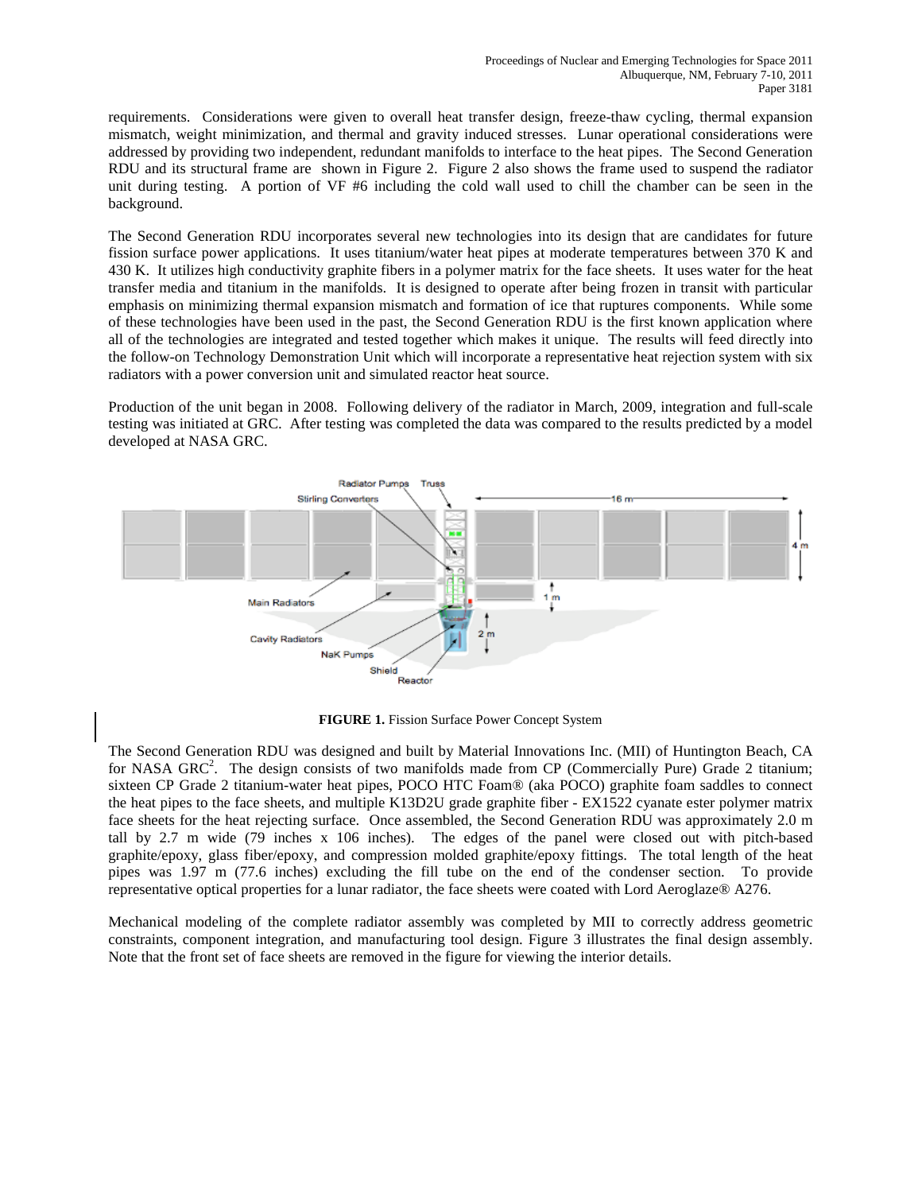requirements. Considerations were given to overall heat transfer design, freeze-thaw cycling, thermal expansion mismatch, weight minimization, and thermal and gravity induced stresses. Lunar operational considerations were addressed by providing two independent, redundant manifolds to interface to the heat pipes. The Second Generation RDU and its structural frame are shown in Figure 2. Figure 2 also shows the frame used to suspend the radiator unit during testing. A portion of VF #6 including the cold wall used to chill the chamber can be seen in the background.

The Second Generation RDU incorporates several new technologies into its design that are candidates for future fission surface power applications. It uses titanium/water heat pipes at moderate temperatures between 370 K and 430 K. It utilizes high conductivity graphite fibers in a polymer matrix for the face sheets. It uses water for the heat transfer media and titanium in the manifolds. It is designed to operate after being frozen in transit with particular emphasis on minimizing thermal expansion mismatch and formation of ice that ruptures components. While some of these technologies have been used in the past, the Second Generation RDU is the first known application where all of the technologies are integrated and tested together which makes it unique. The results will feed directly into the follow-on Technology Demonstration Unit which will incorporate a representative heat rejection system with six radiators with a power conversion unit and simulated reactor heat source.

Production of the unit began in 2008. Following delivery of the radiator in March, 2009, integration and full-scale testing was initiated at GRC. After testing was completed the data was compared to the results predicted by a model developed at NASA GRC.

**FIGURE 1.** Fission Surface Power Concept System

The Second Generation RDU was designed and built by Material Innovations Inc. (MII) of Huntington Beach, CA for NASA GRC[2]. The design consists of two manifolds made from CP (Commercially Pure) Grade 2 titanium; sixteen CP Grade 2 titanium-water heat pipes, POCO HTC Foam® (aka POCO) graphite foam saddles to connect the heat pipes to the face sheets, and multiple K13D2U grade graphite fiber - EX1522 cyanate ester polymer matrix face sheets for the heat rejecting surface. Once assembled, the Second Generation RDU was approximately 2.0 m tall by 2.7 m wide (79 inches x 106 inches). The edges of the panel were closed out with pitch-based graphite/epoxy, glass fiber/epoxy, and compression molded graphite/epoxy fittings. The total length of the heat pipes was 1.97 m (77.6 inches) excluding the fill tube on the end of the condenser section. To provide representative optical properties for a lunar radiator, the face sheets were coated with Lord Aeroglaze® A276.

Mechanical modeling of the complete radiator assembly was completed by MII to correctly address geometric constraints, component integration, and manufacturing tool design. Figure 3 illustrates the final design assembly. Note that the front set of face sheets are removed in the figure for viewing the interior details.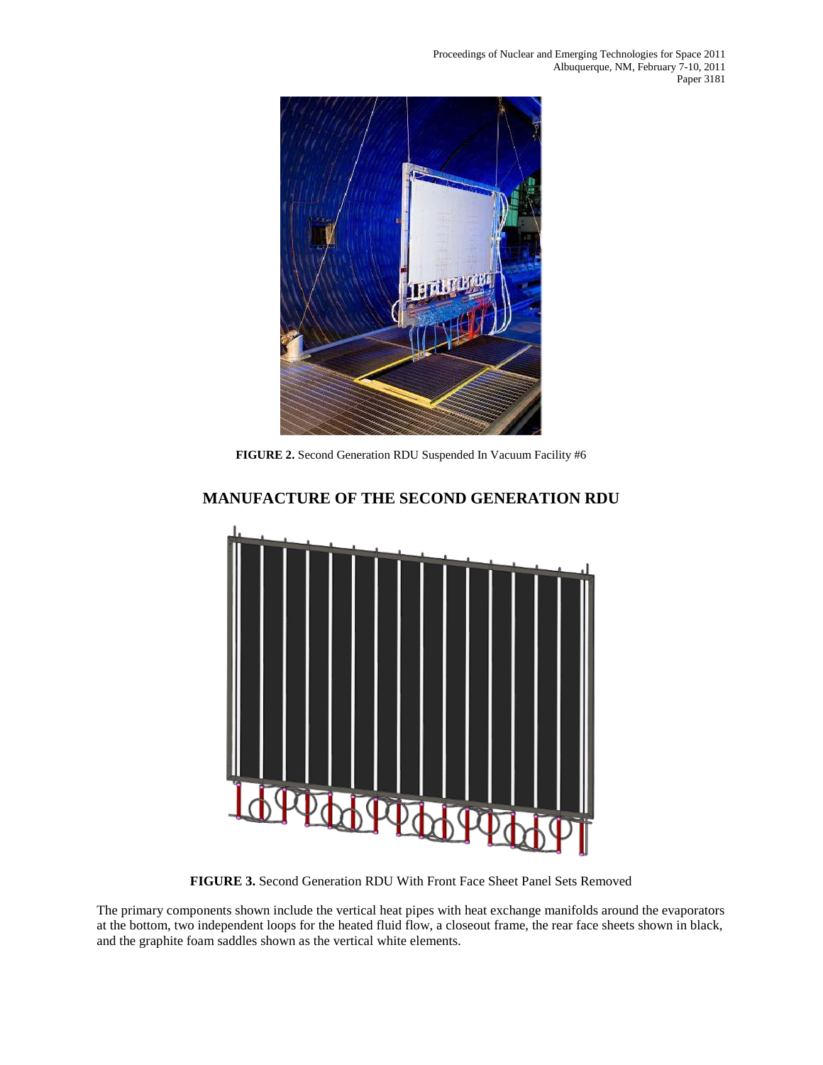FIGURE 2. Second Generation RDU Suspended In Vacuum Facility #6

## MANUFACTURE OF THE SECOND GENERATION RDU

FIGURE 3. Second Generation RDU With Front Face Sheet Panel Sets Removed

The primary components shown include the vertical heat pipes with heat exchange manifolds around the evaporators at the bottom, two independent loops for the heated fluid flow, a closeout frame, the rear face sheets shown in black, and the graphite foam saddles shown as the vertical white elements.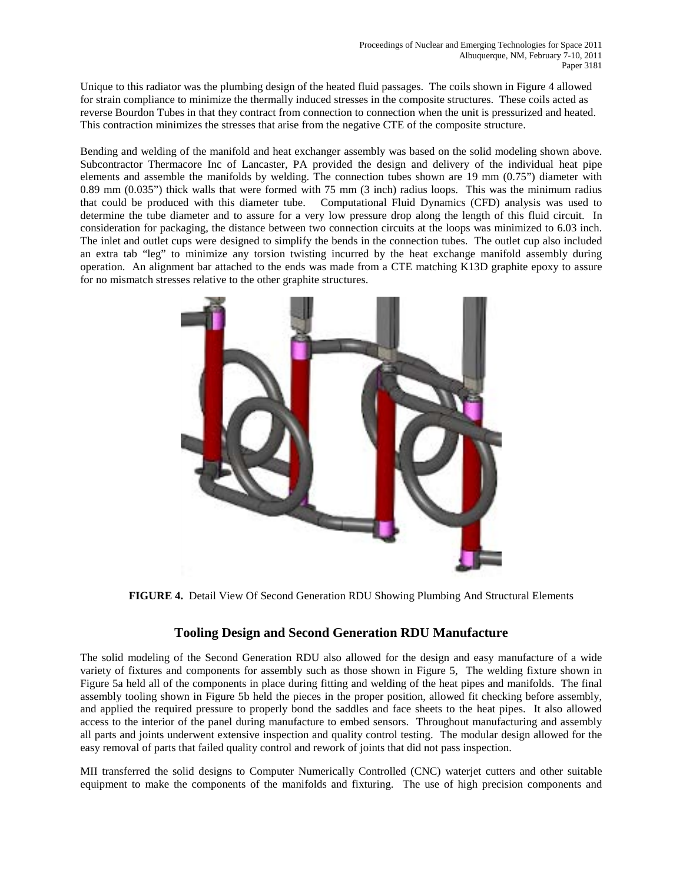Unique to this radiator was the plumbing design of the heated fluid passages. The coils shown in Figure 4 allowed for strain compliance to minimize the thermally induced stresses in the composite structures. These coils acted as reverse Bourdon Tubes in that they contract from connection to connection when the unit is pressurized and heated. This contraction minimizes the stresses that arise from the negative CTE of the composite structure.

Bending and welding of the manifold and heat exchanger assembly was based on the solid modeling shown above. Subcontractor Thermacore Inc of Lancaster, PA provided the design and delivery of the individual heat pipe elements and assemble the manifolds by welding. The connection tubes shown are 19 mm (0.75") diameter with 0.89 mm (0.035") thick walls that were formed with 75 mm (3 inch) radius loops. This was the minimum radius that could be produced with this diameter tube. Computational Fluid Dynamics (CFD) analysis was used to determine the tube diameter and to assure for a very low pressure drop along the length of this fluid circuit. In consideration for packaging, the distance between two connection circuits at the loops was minimized to 6.03 inch. The inlet and outlet cups were designed to simplify the bends in the connection tubes. The outlet cup also included an extra tab "leg" to minimize any torsion twisting incurred by the heat exchange manifold assembly during operation. An alignment bar attached to the ends was made from a CTE matching K13D graphite epoxy to assure for no mismatch stresses relative to the other graphite structures.

**FIGURE 4.** Detail View Of Second Generation RDU Showing Plumbing And Structural Elements

## Tooling Design and Second Generation RDU Manufacture

The solid modeling of the Second Generation RDU also allowed for the design and easy manufacture of a wide variety of fixtures and components for assembly such as those shown in Figure 5, The welding fixture shown in Figure 5a held all of the components in place during fitting and welding of the heat pipes and manifolds. The final assembly tooling shown in Figure 5b held the pieces in the proper position, allowed fit checking before assembly, and applied the required pressure to properly bond the saddles and face sheets to the heat pipes. It also allowed access to the interior of the panel during manufacture to embed sensors. Throughout manufacturing and assembly all parts and joints underwent extensive inspection and quality control testing. The modular design allowed for the easy removal of parts that failed quality control and rework of joints that did not pass inspection.

MII transferred the solid designs to Computer Numerically Controlled (CNC) waterjet cutters and other suitable equipment to make the components of the manifolds and fixturing. The use of high precision components and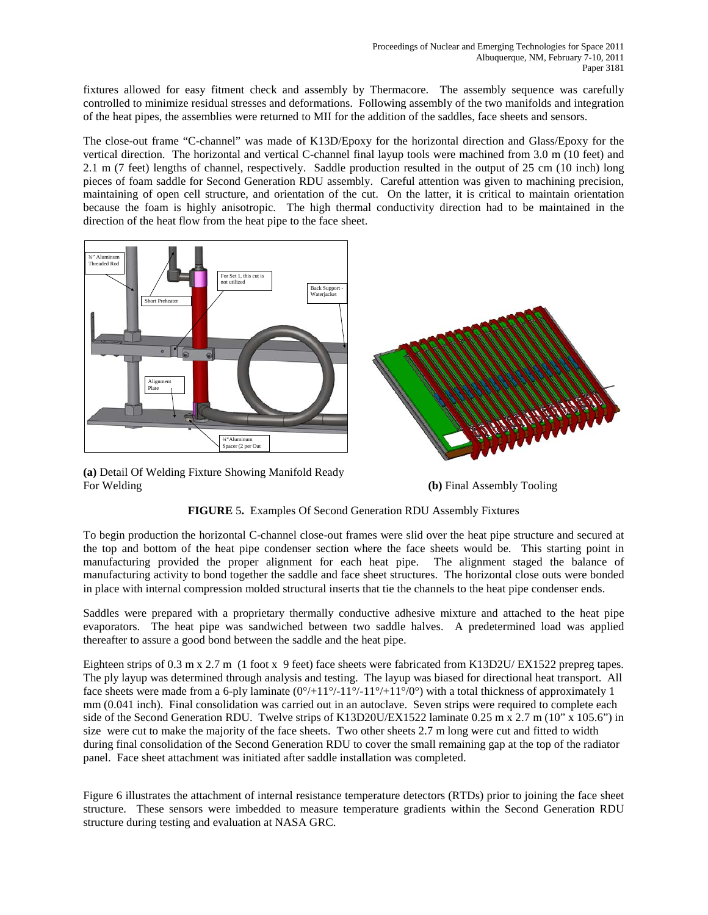fixtures allowed for easy fitment check and assembly by Thermacore. The assembly sequence was carefully controlled to minimize residual stresses and deformations. Following assembly of the two manifolds and integration of the heat pipes, the assemblies were returned to MII for the addition of the saddles, face sheets and sensors.

The close-out frame "C-channel" was made of K13D/Epoxy for the horizontal direction and Glass/Epoxy for the vertical direction. The horizontal and vertical C-channel final layup tools were machined from 3.0 m (10 feet) and 2.1 m (7 feet) lengths of channel, respectively. Saddle production resulted in the output of 25 cm (10 inch) long pieces of foam saddle for Second Generation RDU assembly. Careful attention was given to machining precision, maintaining of open cell structure, and orientation of the cut. On the latter, it is critical to maintain orientation because the foam is highly anisotropic. The high thermal conductivity direction had to be maintained in the direction of the heat flow from the heat pipe to the face sheet.

**(a)** Detail Of Welding Fixture Showing Manifold Ready For Welding

**(b)** Final Assembly Tooling

**FIGURE 5.** Examples Of Second Generation RDU Assembly Fixtures

To begin production the horizontal C-channel close-out frames were slid over the heat pipe structure and secured at the top and bottom of the heat pipe condenser section where the face sheets would be. This starting point in manufacturing provided the proper alignment for each heat pipe. The alignment staged the balance of manufacturing activity to bond together the saddle and face sheet structures. The horizontal close outs were bonded in place with internal compression molded structural inserts that tie the channels to the heat pipe condenser ends.

Saddles were prepared with a proprietary thermally conductive adhesive mixture and attached to the heat pipe evaporators. The heat pipe was sandwiched between two saddle halves. A predetermined load was applied thereafter to assure a good bond between the saddle and the heat pipe.

Eighteen strips of 0.3 m x 2.7 m (1 foot x 9 feet) face sheets were fabricated from K13D2U/ EX1522 prepreg tapes. The ply layup was determined through analysis and testing. The layup was biased for directional heat transport. All face sheets were made from a 6-ply laminate (0°/+11°/-11°/-11°/+11°/0°) with a total thickness of approximately 1 mm (0.041 inch). Final consolidation was carried out in an autoclave. Seven strips were required to complete each side of the Second Generation RDU. Twelve strips of K13D20U/EX1522 laminate 0.25 m x 2.7 m (10" x 105.6") in size were cut to make the majority of the face sheets. Two other sheets 2.7 m long were cut and fitted to width during final consolidation of the Second Generation RDU to cover the small remaining gap at the top of the radiator panel. Face sheet attachment was initiated after saddle installation was completed.

Figure 6 illustrates the attachment of internal resistance temperature detectors (RTDs) prior to joining the face sheet structure. These sensors were imbedded to measure temperature gradients within the Second Generation RDU structure during testing and evaluation at NASA GRC.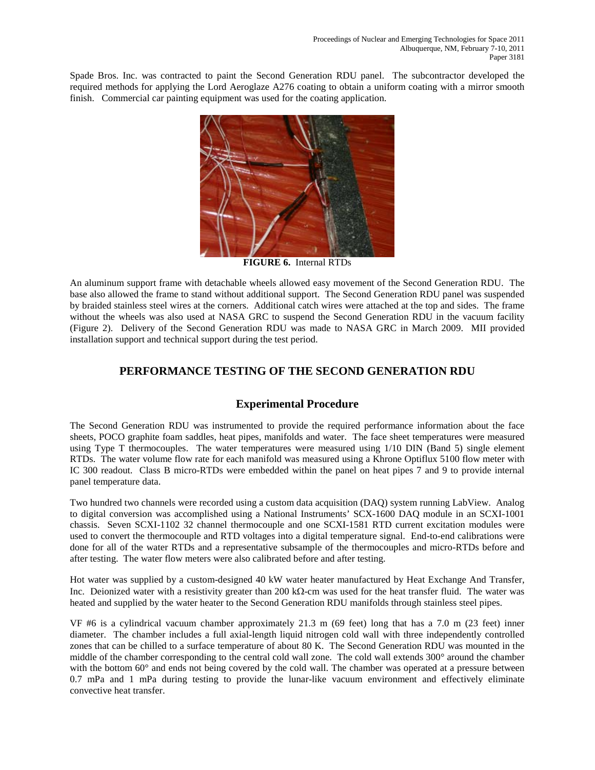Spade Bros. Inc. was contracted to paint the Second Generation RDU panel. The subcontractor developed the required methods for applying the Lord Aeroglaze A276 coating to obtain a uniform coating with a mirror smooth finish. Commercial car painting equipment was used for the coating application.

**FIGURE 6.** Internal RTDs

An aluminum support frame with detachable wheels allowed easy movement of the Second Generation RDU. The base also allowed the frame to stand without additional support. The Second Generation RDU panel was suspended by braided stainless steel wires at the corners. Additional catch wires were attached at the top and sides. The frame without the wheels was also used at NASA GRC to suspend the Second Generation RDU in the vacuum facility (Figure 2). Delivery of the Second Generation RDU was made to NASA GRC in March 2009. MII provided installation support and technical support during the test period.

## PERFORMANCE TESTING OF THE SECOND GENERATION RDU

### Experimental Procedure

The Second Generation RDU was instrumented to provide the required performance information about the face sheets, POCO graphite foam saddles, heat pipes, manifolds and water. The face sheet temperatures were measured using Type T thermocouples. The water temperatures were measured using 1/10 DIN (Band 5) single element RTDs. The water volume flow rate for each manifold was measured using a Khrone Optiflux 5100 flow meter with IC 300 readout. Class B micro-RTDs were embedded within the panel on heat pipes 7 and 9 to provide internal panel temperature data.

Two hundred two channels were recorded using a custom data acquisition (DAQ) system running LabView. Analog to digital conversion was accomplished using a National Instruments' SCX-1600 DAQ module in an SCXI-1001 chassis. Seven SCXI-1102 32 channel thermocouple and one SCXI-1581 RTD current excitation modules were used to convert the thermocouple and RTD voltages into a digital temperature signal. End-to-end calibrations were done for all of the water RTDs and a representative subsample of the thermocouples and micro-RTDs before and after testing. The water flow meters were also calibrated before and after testing.

Hot water was supplied by a custom-designed 40 kW water heater manufactured by Heat Exchange And Transfer, Inc. Deionized water with a resistivity greater than 200 kΩ-cm was used for the heat transfer fluid. The water was heated and supplied by the water heater to the Second Generation RDU manifolds through stainless steel pipes.

VF #6 is a cylindrical vacuum chamber approximately 21.3 m (69 feet) long that has a 7.0 m (23 feet) inner diameter. The chamber includes a full axial-length liquid nitrogen cold wall with three independently controlled zones that can be chilled to a surface temperature of about 80 K. The Second Generation RDU was mounted in the middle of the chamber corresponding to the central cold wall zone. The cold wall extends 300° around the chamber with the bottom 60° and ends not being covered by the cold wall. The chamber was operated at a pressure between 0.7 mPa and 1 mPa during testing to provide the lunar-like vacuum environment and effectively eliminate convective heat transfer.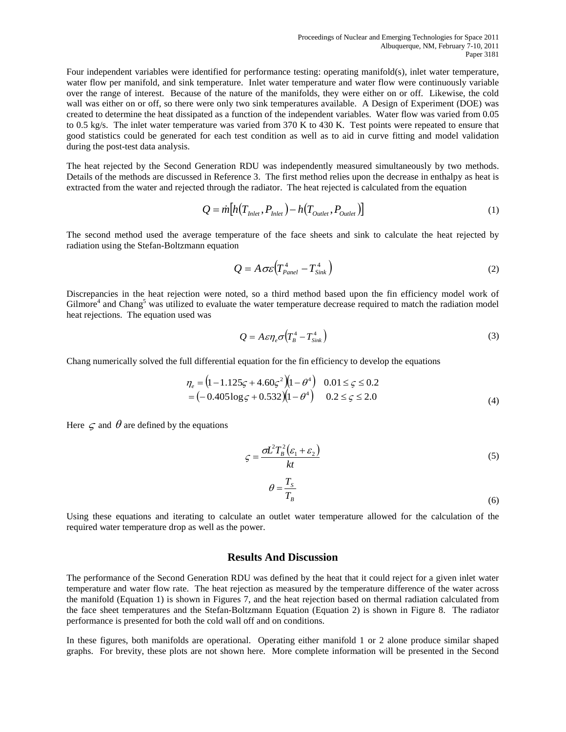Four independent variables were identified for performance testing: operating manifold(s), inlet water temperature, water flow per manifold, and sink temperature. Inlet water temperature and water flow were continuously variable over the range of interest. Because of the nature of the manifolds, they were either on or off. Likewise, the cold wall was either on or off, so there were only two sink temperatures available. A Design of Experiment (DOE) was created to determine the heat dissipated as a function of the independent variables. Water flow was varied from 0.05 to 0.5 kg/s. The inlet water temperature was varied from 370 K to 430 K. Test points were repeated to ensure that good statistics could be generated for each test condition as well as to aid in curve fitting and model validation during the post-test data analysis.

The heat rejected by the Second Generation RDU was independently measured simultaneously by two methods. Details of the methods are discussed in Reference 3. The first method relies upon the decrease in enthalpy as heat is extracted from the water and rejected through the radiator. The heat rejected is calculated from the equation

$$Q = \dot{m}\left[h\left(T_{Inlet}, P_{Inlet}\right) - h\left(T_{Outlet}, P_{Outlet}\right)\right] \tag{1}$$

The second method used the average temperature of the face sheets and sink to calculate the heat rejected by radiation using the Stefan-Boltzmann equation

$$Q = A\sigma\varepsilon\left(T_{Panel}^4 - T_{Sink}^4\right) \tag{2}$$

Discrepancies in the heat rejection were noted, so a third method based upon the fin efficiency model work of Gilmore[4] and Chang[5] was utilized to evaluate the water temperature decrease required to match the radiation model heat rejections. The equation used was

$$Q = A\varepsilon\eta_e\sigma\left(T_B^4 - T_{Sink}^4\right) \tag{3}$$

Chang numerically solved the full differential equation for the fin efficiency to develop the equations

$$\begin{aligned} \eta_e &= \left(1 - 1.125\varsigma + 4.60\varsigma^2\right)\left(1 - \theta^4\right) \quad 0.01 \le \varsigma \le 0.2 \\ &= \left(-0.405\log\varsigma + 0.532\right)\left(1 - \theta^4\right) \quad 0.2 \le \varsigma \le 2.0 \end{aligned} \tag{4}$$

Here $\varsigma$ and $\theta$ are defined by the equations

$$\varsigma = \frac{\sigma L^2 T_B^2\left(\varepsilon_1 + \varepsilon_2\right)}{kt} \tag{5}$$

$$\theta = \frac{T_S}{T_B} \tag{6}$$

Using these equations and iterating to calculate an outlet water temperature allowed for the calculation of the required water temperature drop as well as the power.

## Results And Discussion

The performance of the Second Generation RDU was defined by the heat that it could reject for a given inlet water temperature and water flow rate. The heat rejection as measured by the temperature difference of the water across the manifold (Equation 1) is shown in Figures 7, and the heat rejection based on thermal radiation calculated from the face sheet temperatures and the Stefan-Boltzmann Equation (Equation 2) is shown in Figure 8. The radiator performance is presented for both the cold wall off and on conditions.

In these figures, both manifolds are operational. Operating either manifold 1 or 2 alone produce similar shaped graphs. For brevity, these plots are not shown here. More complete information will be presented in the Second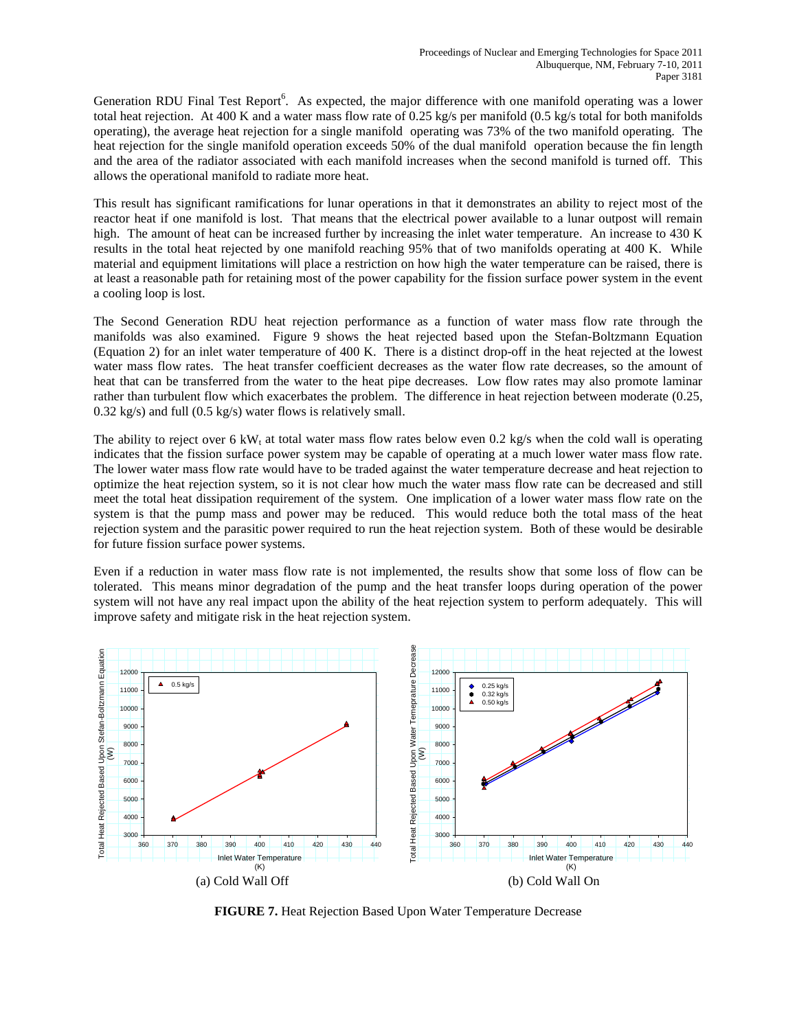Generation RDU Final Test Report[6]. As expected, the major difference with one manifold operating was a lower total heat rejection. At 400 K and a water mass flow rate of 0.25 kg/s per manifold (0.5 kg/s total for both manifolds operating), the average heat rejection for a single manifold operating was 73% of the two manifold operating. The heat rejection for the single manifold operation exceeds 50% of the dual manifold operation because the fin length and the area of the radiator associated with each manifold increases when the second manifold is turned off. This allows the operational manifold to radiate more heat.

This result has significant ramifications for lunar operations in that it demonstrates an ability to reject most of the reactor heat if one manifold is lost. That means that the electrical power available to a lunar outpost will remain high. The amount of heat can be increased further by increasing the inlet water temperature. An increase to 430 K results in the total heat rejected by one manifold reaching 95% that of two manifolds operating at 400 K. While material and equipment limitations will place a restriction on how high the water temperature can be raised, there is at least a reasonable path for retaining most of the power capability for the fission surface power system in the event a cooling loop is lost.

The Second Generation RDU heat rejection performance as a function of water mass flow rate through the manifolds was also examined. Figure 9 shows the heat rejected based upon the Stefan-Boltzmann Equation (Equation 2) for an inlet water temperature of 400 K. There is a distinct drop-off in the heat rejected at the lowest water mass flow rates. The heat transfer coefficient decreases as the water flow rate decreases, so the amount of heat that can be transferred from the water to the heat pipe decreases. Low flow rates may also promote laminar rather than turbulent flow which exacerbates the problem. The difference in heat rejection between moderate (0.25, 0.32 kg/s) and full (0.5 kg/s) water flows is relatively small.

The ability to reject over 6 $kW_t$ at total water mass flow rates below even 0.2 kg/s when the cold wall is operating indicates that the fission surface power system may be capable of operating at a much lower water mass flow rate. The lower water mass flow rate would have to be traded against the water temperature decrease and heat rejection to optimize the heat rejection system, so it is not clear how much the water mass flow rate can be decreased and still meet the total heat dissipation requirement of the system. One implication of a lower water mass flow rate on the system is that the pump mass and power may be reduced. This would reduce both the total mass of the heat rejection system and the parasitic power required to run the heat rejection system. Both of these would be desirable for future fission surface power systems.

Even if a reduction in water mass flow rate is not implemented, the results show that some loss of flow can be tolerated. This means minor degradation of the pump and the heat transfer loops during operation of the power system will not have any real impact upon the ability of the heat rejection system to perform adequately. This will improve safety and mitigate risk in the heat rejection system.

(a) Cold Wall Off

(b) Cold Wall On

**FIGURE 7.** Heat Rejection Based Upon Water Temperature Decrease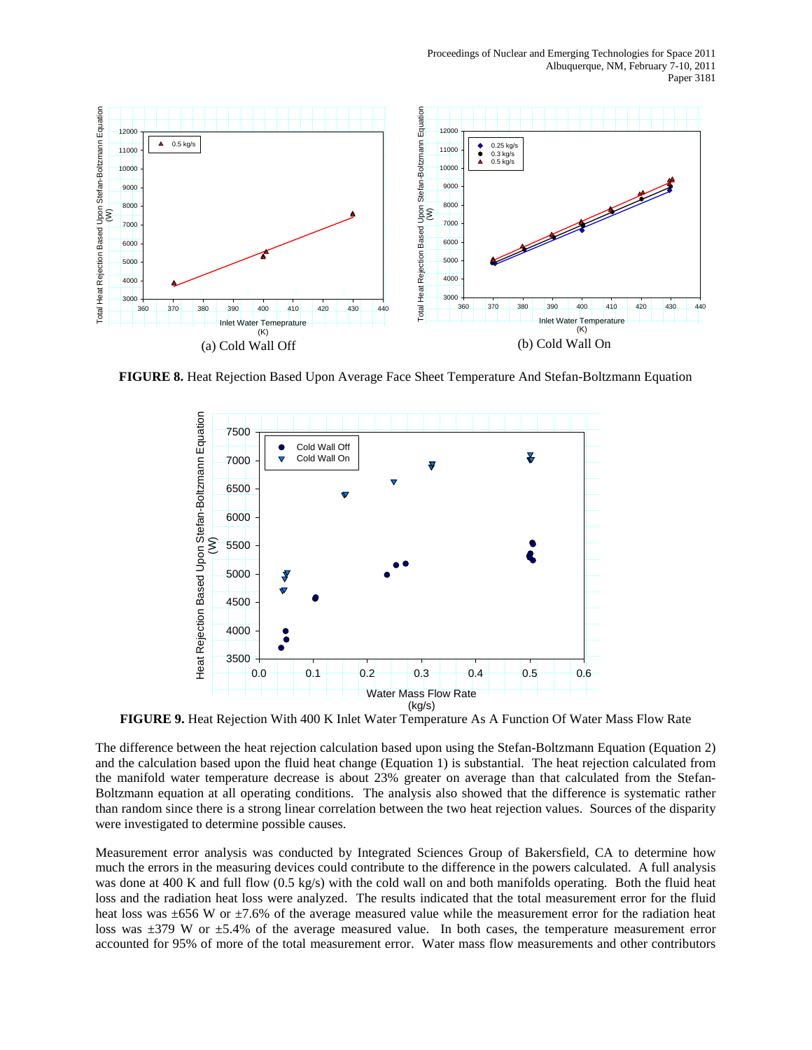(a) Cold Wall Off

(b) Cold Wall On

**FIGURE 8.** Heat Rejection Based Upon Average Face Sheet Temperature And Stefan-Boltzmann Equation

**FIGURE 9.** Heat Rejection With 400 K Inlet Water Temperature As A Function Of Water Mass Flow Rate

The difference between the heat rejection calculation based upon using the Stefan-Boltzmann Equation (Equation 2) and the calculation based upon the fluid heat change (Equation 1) is substantial. The heat rejection calculated from the manifold water temperature decrease is about 23% greater on average than that calculated from the Stefan-Boltzmann equation at all operating conditions. The analysis also showed that the difference is systematic rather than random since there is a strong linear correlation between the two heat rejection values. Sources of the disparity were investigated to determine possible causes.

Measurement error analysis was conducted by Integrated Sciences Group of Bakersfield, CA to determine how much the errors in the measuring devices could contribute to the difference in the powers calculated. A full analysis was done at 400 K and full flow (0.5 kg/s) with the cold wall on and both manifolds operating. Both the fluid heat loss and the radiation heat loss were analyzed. The results indicated that the total measurement error for the fluid heat loss was ±656 W or ±7.6% of the average measured value while the measurement error for the radiation heat loss was ±379 W or ±5.4% of the average measured value. In both cases, the temperature measurement error accounted for 95% of more of the total measurement error. Water mass flow measurements and other contributors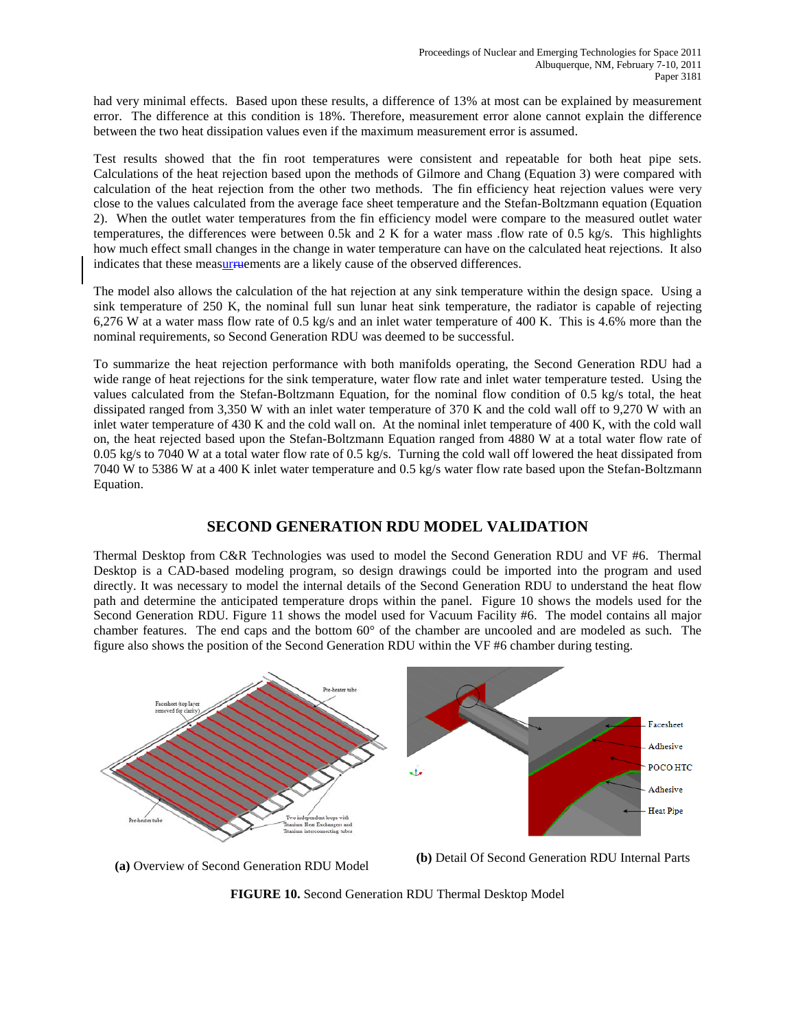had very minimal effects. Based upon these results, a difference of 13% at most can be explained by measurement error. The difference at this condition is 18%. Therefore, measurement error alone cannot explain the difference between the two heat dissipation values even if the maximum measurement error is assumed.

Test results showed that the fin root temperatures were consistent and repeatable for both heat pipe sets. Calculations of the heat rejection based upon the methods of Gilmore and Chang (Equation 3) were compared with calculation of the heat rejection from the other two methods. The fin efficiency heat rejection values were very close to the values calculated from the average face sheet temperature and the Stefan-Boltzmann equation (Equation 2). When the outlet water temperatures from the fin efficiency model were compare to the measured outlet water temperatures, the differences were between 0.5k and 2 K for a water mass .flow rate of 0.5 kg/s. This highlights how much effect small changes in the change in water temperature can have on the calculated heat rejections. It also indicates that these measurruements are a likely cause of the observed differences.

The model also allows the calculation of the hat rejection at any sink temperature within the design space. Using a sink temperature of 250 K, the nominal full sun lunar heat sink temperature, the radiator is capable of rejecting 6,276 W at a water mass flow rate of 0.5 kg/s and an inlet water temperature of 400 K. This is 4.6% more than the nominal requirements, so Second Generation RDU was deemed to be successful.

To summarize the heat rejection performance with both manifolds operating, the Second Generation RDU had a wide range of heat rejections for the sink temperature, water flow rate and inlet water temperature tested. Using the values calculated from the Stefan-Boltzmann Equation, for the nominal flow condition of 0.5 kg/s total, the heat dissipated ranged from 3,350 W with an inlet water temperature of 370 K and the cold wall off to 9,270 W with an inlet water temperature of 430 K and the cold wall on. At the nominal inlet temperature of 400 K, with the cold wall on, the heat rejected based upon the Stefan-Boltzmann Equation ranged from 4880 W at a total water flow rate of 0.05 kg/s to 7040 W at a total water flow rate of 0.5 kg/s. Turning the cold wall off lowered the heat dissipated from 7040 W to 5386 W at a 400 K inlet water temperature and 0.5 kg/s water flow rate based upon the Stefan-Boltzmann Equation.

## SECOND GENERATION RDU MODEL VALIDATION

Thermal Desktop from C&R Technologies was used to model the Second Generation RDU and VF #6. Thermal Desktop is a CAD-based modeling program, so design drawings could be imported into the program and used directly. It was necessary to model the internal details of the Second Generation RDU to understand the heat flow path and determine the anticipated temperature drops within the panel. Figure 10 shows the models used for the Second Generation RDU. Figure 11 shows the model used for Vacuum Facility #6. The model contains all major chamber features. The end caps and the bottom 60° of the chamber are uncooled and are modeled as such. The figure also shows the position of the Second Generation RDU within the VF #6 chamber during testing.

**(a)** Overview of Second Generation RDU Model

**(b)** Detail Of Second Generation RDU Internal Parts

**FIGURE 10.** Second Generation RDU Thermal Desktop Model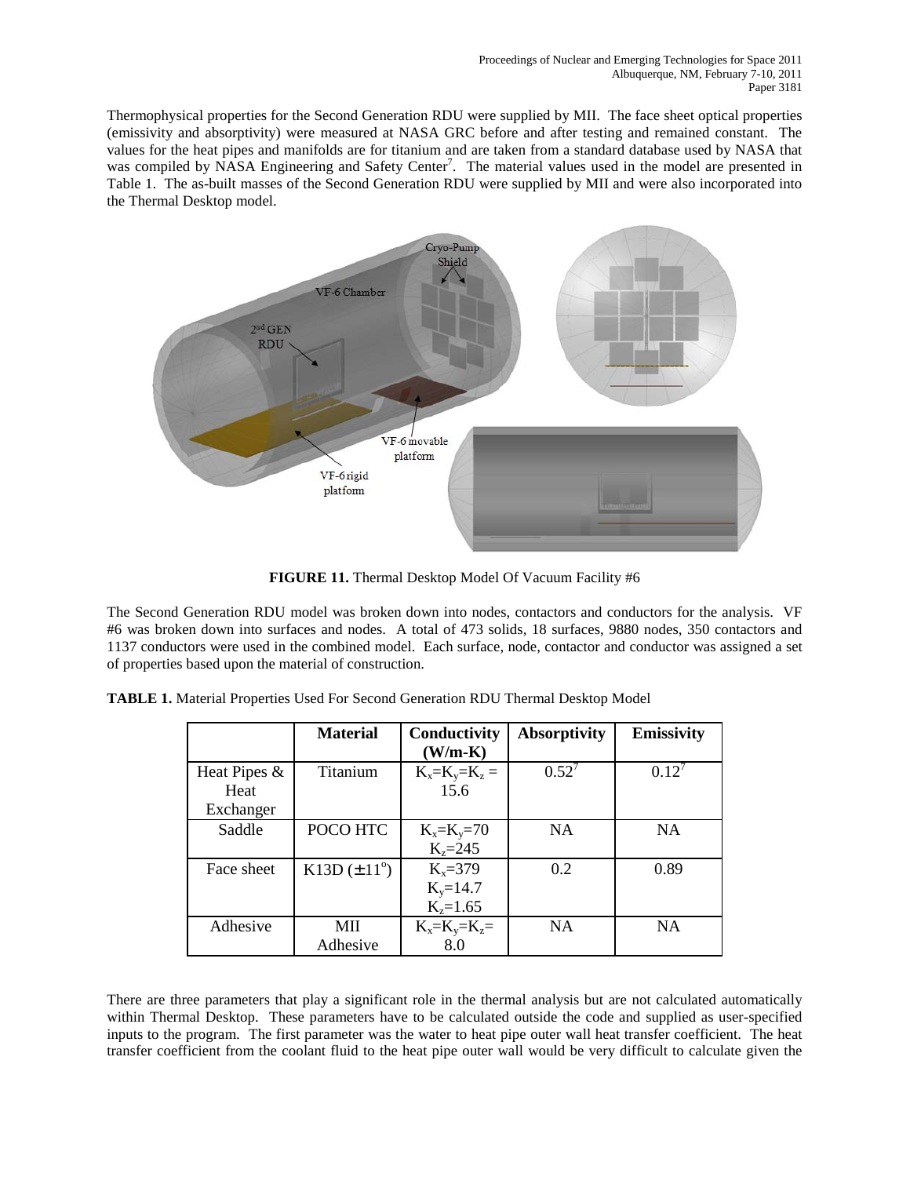Thermophysical properties for the Second Generation RDU were supplied by MII. The face sheet optical properties (emissivity and absorptivity) were measured at NASA GRC before and after testing and remained constant. The values for the heat pipes and manifolds are for titanium and are taken from a standard database used by NASA that was compiled by NASA Engineering and Safety Center[7]. The material values used in the model are presented in Table 1. The as-built masses of the Second Generation RDU were supplied by MII and were also incorporated into the Thermal Desktop model.

**FIGURE 11.** Thermal Desktop Model Of Vacuum Facility #6

The Second Generation RDU model was broken down into nodes, contactors and conductors for the analysis. VF #6 was broken down into surfaces and nodes. A total of 473 solids, 18 surfaces, 9880 nodes, 350 contactors and 1137 conductors were used in the combined model. Each surface, node, contactor and conductor was assigned a set of properties based upon the material of construction.

**TABLE 1.** Material Properties Used For Second Generation RDU Thermal Desktop Model

| | Material | Conductivity (W/m-K) | Absorptivity | Emissivity |
|---|---|---|---|---|
| Heat Pipes & Heat Exchanger | Titanium | $K_x$=$K_y$=$K_z$ = 15.6 | 0.52[7] | 0.12[7] |
| Saddle | POCO HTC | $K_x$=$K_y$=70 $K_z$=245 | NA | NA |
| Face sheet | K13D (±11°) | $K_x$=379 $K_y$=14.7 $K_z$=1.65 | 0.2 | 0.89 |
| Adhesive | MII Adhesive | $K_x$=$K_y$=$K_z$= 8.0 | NA | NA |

There are three parameters that play a significant role in the thermal analysis but are not calculated automatically within Thermal Desktop. These parameters have to be calculated outside the code and supplied as user-specified inputs to the program. The first parameter was the water to heat pipe outer wall heat transfer coefficient. The heat transfer coefficient from the coolant fluid to the heat pipe outer wall would be very difficult to calculate given the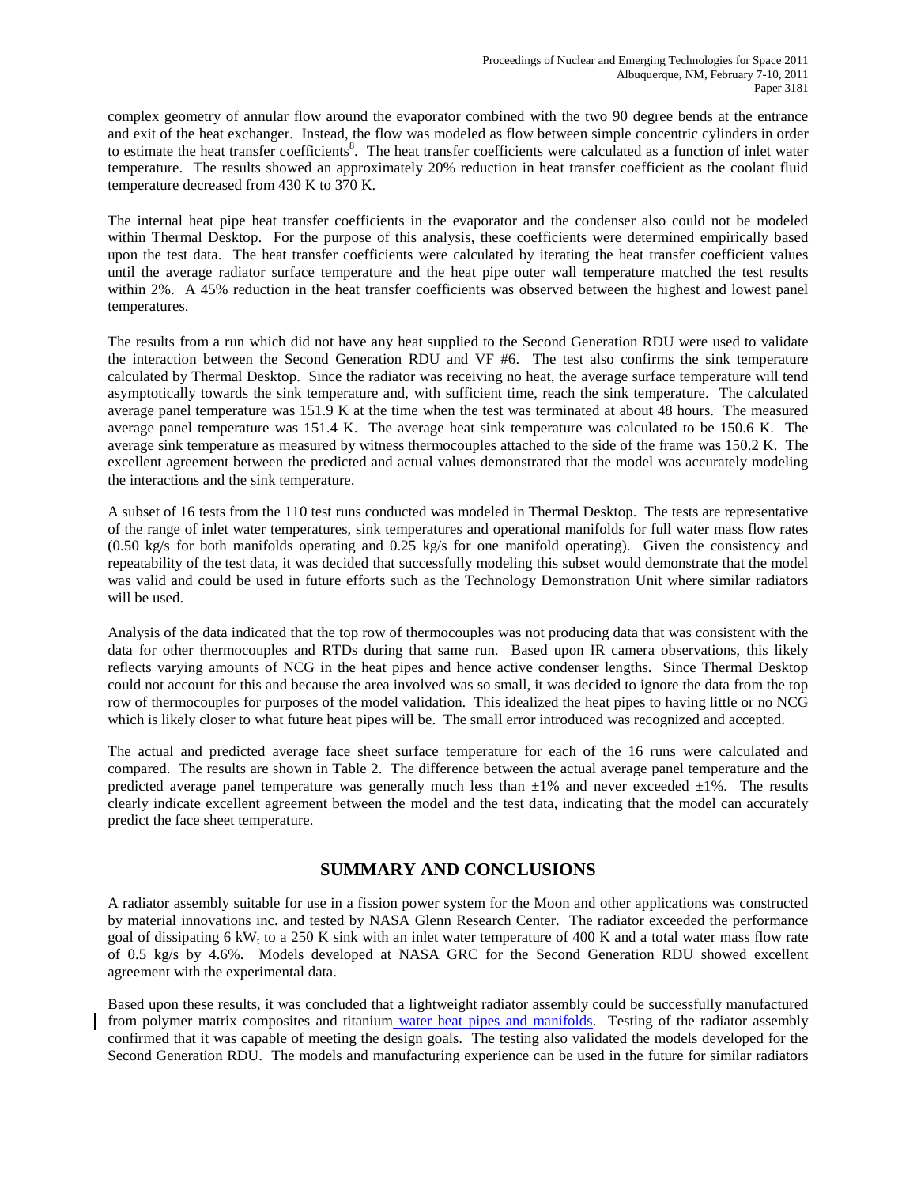complex geometry of annular flow around the evaporator combined with the two 90 degree bends at the entrance and exit of the heat exchanger. Instead, the flow was modeled as flow between simple concentric cylinders in order to estimate the heat transfer coefficients[8]. The heat transfer coefficients were calculated as a function of inlet water temperature. The results showed an approximately 20% reduction in heat transfer coefficient as the coolant fluid temperature decreased from 430 K to 370 K.

The internal heat pipe heat transfer coefficients in the evaporator and the condenser also could not be modeled within Thermal Desktop. For the purpose of this analysis, these coefficients were determined empirically based upon the test data. The heat transfer coefficients were calculated by iterating the heat transfer coefficient values until the average radiator surface temperature and the heat pipe outer wall temperature matched the test results within 2%. A 45% reduction in the heat transfer coefficients was observed between the highest and lowest panel temperatures.

The results from a run which did not have any heat supplied to the Second Generation RDU were used to validate the interaction between the Second Generation RDU and VF #6. The test also confirms the sink temperature calculated by Thermal Desktop. Since the radiator was receiving no heat, the average surface temperature will tend asymptotically towards the sink temperature and, with sufficient time, reach the sink temperature. The calculated average panel temperature was 151.9 K at the time when the test was terminated at about 48 hours. The measured average panel temperature was 151.4 K. The average heat sink temperature was calculated to be 150.6 K. The average sink temperature as measured by witness thermocouples attached to the side of the frame was 150.2 K. The excellent agreement between the predicted and actual values demonstrated that the model was accurately modeling the interactions and the sink temperature.

A subset of 16 tests from the 110 test runs conducted was modeled in Thermal Desktop. The tests are representative of the range of inlet water temperatures, sink temperatures and operational manifolds for full water mass flow rates (0.50 kg/s for both manifolds operating and 0.25 kg/s for one manifold operating). Given the consistency and repeatability of the test data, it was decided that successfully modeling this subset would demonstrate that the model was valid and could be used in future efforts such as the Technology Demonstration Unit where similar radiators will be used.

Analysis of the data indicated that the top row of thermocouples was not producing data that was consistent with the data for other thermocouples and RTDs during that same run. Based upon IR camera observations, this likely reflects varying amounts of NCG in the heat pipes and hence active condenser lengths. Since Thermal Desktop could not account for this and because the area involved was so small, it was decided to ignore the data from the top row of thermocouples for purposes of the model validation. This idealized the heat pipes to having little or no NCG which is likely closer to what future heat pipes will be. The small error introduced was recognized and accepted.

The actual and predicted average face sheet surface temperature for each of the 16 runs were calculated and compared. The results are shown in Table 2. The difference between the actual average panel temperature and the predicted average panel temperature was generally much less than ±1% and never exceeded ±1%. The results clearly indicate excellent agreement between the model and the test data, indicating that the model can accurately predict the face sheet temperature.

## SUMMARY AND CONCLUSIONS

A radiator assembly suitable for use in a fission power system for the Moon and other applications was constructed by material innovations inc. and tested by NASA Glenn Research Center. The radiator exceeded the performance goal of dissipating 6 $kW_t$ to a 250 K sink with an inlet water temperature of 400 K and a total water mass flow rate of 0.5 kg/s by 4.6%. Models developed at NASA GRC for the Second Generation RDU showed excellent agreement with the experimental data.

Based upon these results, it was concluded that a lightweight radiator assembly could be successfully manufactured from polymer matrix composites and titanium water heat pipes and manifolds. Testing of the radiator assembly confirmed that it was capable of meeting the design goals. The testing also validated the models developed for the Second Generation RDU. The models and manufacturing experience can be used in the future for similar radiators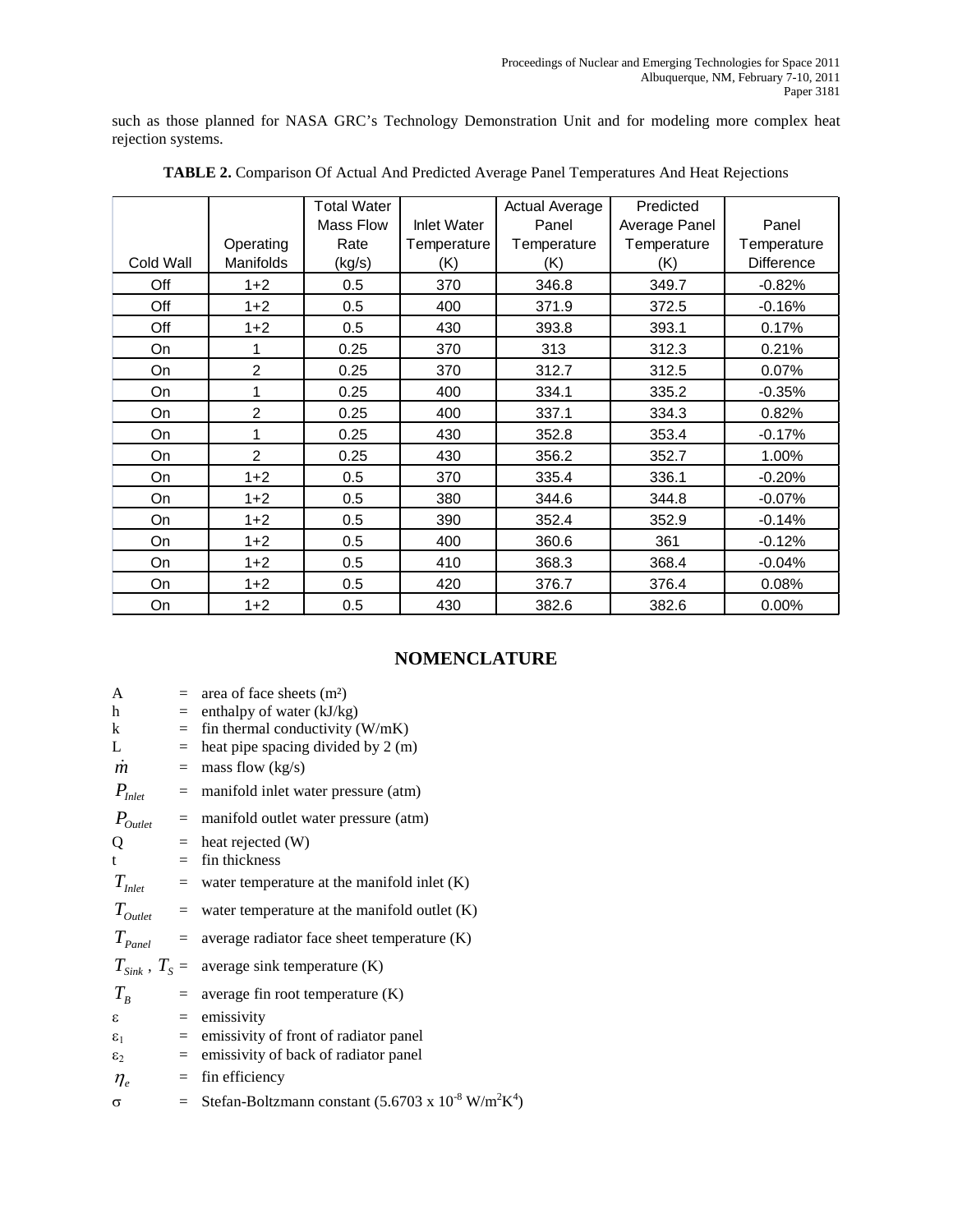such as those planned for NASA GRC's Technology Demonstration Unit and for modeling more complex heat rejection systems.

**TABLE 2.** Comparison Of Actual And Predicted Average Panel Temperatures And Heat Rejections

| Cold Wall | Operating Manifolds | Total Water Mass Flow Rate (kg/s) | Inlet Water Temperature (K) | Actual Average Panel Temperature (K) | Predicted Average Panel Temperature (K) | Panel Temperature Difference |
|---|---|---|---|---|---|---|
| Off | 1+2 | 0.5 | 370 | 346.8 | 349.7 | -0.82% |
| Off | 1+2 | 0.5 | 400 | 371.9 | 372.5 | -0.16% |
| Off | 1+2 | 0.5 | 430 | 393.8 | 393.1 | 0.17% |
| On | 1 | 0.25 | 370 | 313 | 312.3 | 0.21% |
| On | 2 | 0.25 | 370 | 312.7 | 312.5 | 0.07% |
| On | 1 | 0.25 | 400 | 334.1 | 335.2 | -0.35% |
| On | 2 | 0.25 | 400 | 337.1 | 334.3 | 0.82% |
| On | 1 | 0.25 | 430 | 352.8 | 353.4 | -0.17% |
| On | 2 | 0.25 | 430 | 356.2 | 352.7 | 1.00% |
| On | 1+2 | 0.5 | 370 | 335.4 | 336.1 | -0.20% |
| On | 1+2 | 0.5 | 380 | 344.6 | 344.8 | -0.07% |
| On | 1+2 | 0.5 | 390 | 352.4 | 352.9 | -0.14% |
| On | 1+2 | 0.5 | 400 | 360.6 | 361 | -0.12% |
| On | 1+2 | 0.5 | 410 | 368.3 | 368.4 | -0.04% |
| On | 1+2 | 0.5 | 420 | 376.7 | 376.4 | 0.08% |
| On | 1+2 | 0.5 | 430 | 382.6 | 382.6 | 0.00% |

## NOMENCLATURE

$A$ = area of face sheets ($m^2$)
$h$ = enthalpy of water (kJ/kg)
$k$ = fin thermal conductivity (W/mK)
$L$ = heat pipe spacing divided by 2 (m)
$\dot{m}$ = mass flow (kg/s)
$P_{Inlet}$ = manifold inlet water pressure (atm)
$P_{Outlet}$ = manifold outlet water pressure (atm)
$Q$ = heat rejected (W)
$t$ = fin thickness
$T_{Inlet}$ = water temperature at the manifold inlet (K)
$T_{Outlet}$ = water temperature at the manifold outlet (K)
$T_{Panel}$ = average radiator face sheet temperature (K)
$T_{Sink}$ , $T_S$ = average sink temperature (K)
$T_B$ = average fin root temperature (K)
$\varepsilon$ = emissivity
$\varepsilon_1$ = emissivity of front of radiator panel
$\varepsilon_2$ = emissivity of back of radiator panel
$\eta_e$ = fin efficiency
$\sigma$ = Stefan-Boltzmann constant ($5.6703 \times 10^{-8}$ $W/m^2K^4$)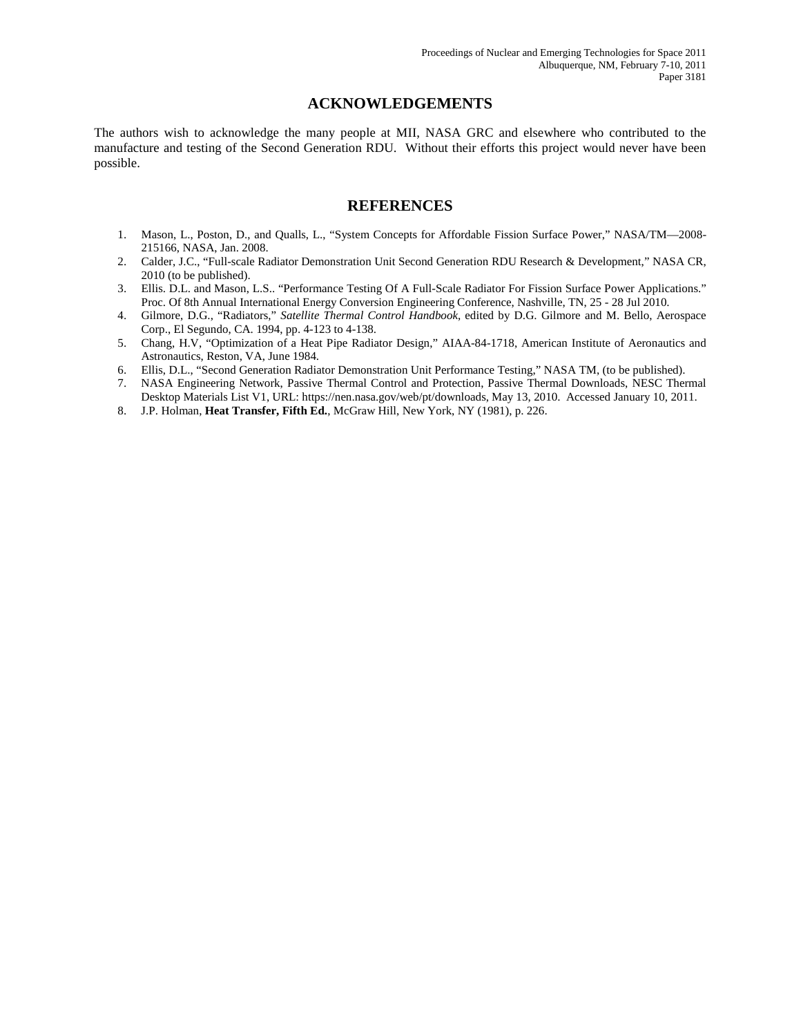## ACKNOWLEDGEMENTS

The authors wish to acknowledge the many people at MII, NASA GRC and elsewhere who contributed to the manufacture and testing of the Second Generation RDU. Without their efforts this project would never have been possible.

## REFERENCES

1. Mason, L., Poston, D., and Qualls, L., "System Concepts for Affordable Fission Surface Power," NASA/TM—2008-215166, NASA, Jan. 2008.
2. Calder, J.C., "Full-scale Radiator Demonstration Unit Second Generation RDU Research & Development," NASA CR, 2010 (to be published).
3. Ellis. D.L. and Mason, L.S.. "Performance Testing Of A Full-Scale Radiator For Fission Surface Power Applications." Proc. Of 8th Annual International Energy Conversion Engineering Conference, Nashville, TN, 25 - 28 Jul 2010.
4. Gilmore, D.G., "Radiators," *Satellite Thermal Control Handbook*, edited by D.G. Gilmore and M. Bello, Aerospace Corp., El Segundo, CA. 1994, pp. 4-123 to 4-138.
5. Chang, H.V, "Optimization of a Heat Pipe Radiator Design," AIAA-84-1718, American Institute of Aeronautics and Astronautics, Reston, VA, June 1984.
6. Ellis, D.L., "Second Generation Radiator Demonstration Unit Performance Testing," NASA TM, (to be published).
7. NASA Engineering Network, Passive Thermal Control and Protection, Passive Thermal Downloads, NESC Thermal Desktop Materials List V1, URL: https://nen.nasa.gov/web/pt/downloads, May 13, 2010. Accessed January 10, 2011.
8. J.P. Holman, **Heat Transfer, Fifth Ed.**, McGraw Hill, New York, NY (1981), p. 226.